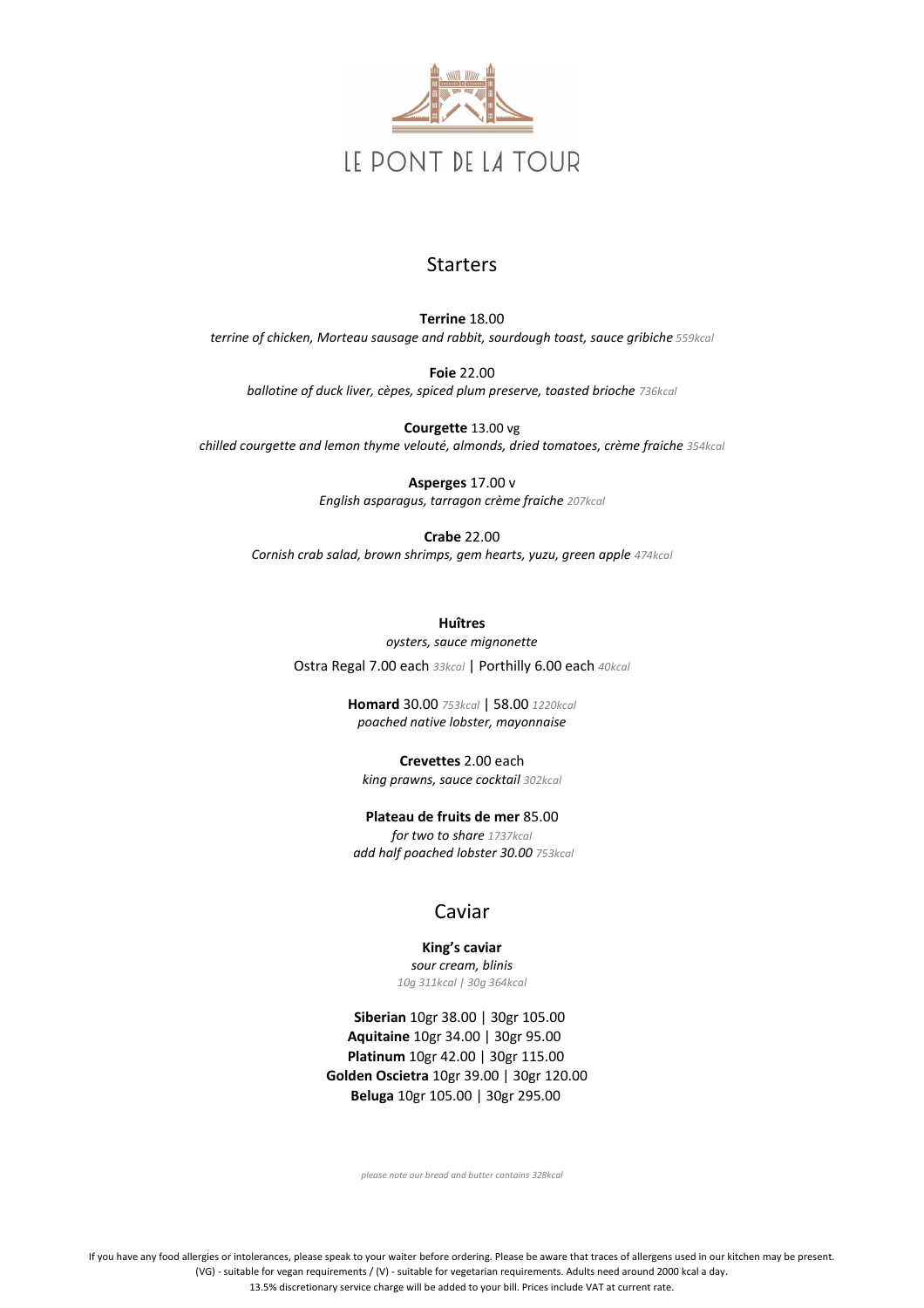# LE PONT DE LA TOUR

## Starters

**Terrine** 18.00
*terrine of chicken, Morteau sausage and rabbit, sourdough toast, sauce gribiche* 559kcal

**Foie** 22.00
*ballotine of duck liver, cèpes, spiced plum preserve, toasted brioche* 736kcal

**Courgette** 13.00 vg
*chilled courgette and lemon thyme velouté, almonds, dried tomatoes, crème fraiche* 354kcal

**Asperges** 17.00 v
*English asparagus, tarragon crème fraiche* 207kcal

**Crabe** 22.00
*Cornish crab salad, brown shrimps, gem hearts, yuzu, green apple* 474kcal

**Huîtres**
*oysters, sauce mignonette*
Ostra Regal 7.00 each 33kcal | Porthilly 6.00 each 40kcal

**Homard** 30.00 753kcal | 58.00 1220kcal
*poached native lobster, mayonnaise*

**Crevettes** 2.00 each
*king prawns, sauce cocktail* 302kcal

**Plateau de fruits de mer** 85.00
*for two to share* 1737kcal
*add half poached lobster 30.00* 753kcal

## Caviar

**King's caviar**
*sour cream, blinis*
10g 311kcal | 30g 364kcal

**Siberian** 10gr 38.00 | 30gr 105.00
**Aquitaine** 10gr 34.00 | 30gr 95.00
**Platinum** 10gr 42.00 | 30gr 115.00
**Golden Oscietra** 10gr 39.00 | 30gr 120.00
**Beluga** 10gr 105.00 | 30gr 295.00

*please note our bread and butter contains 328kcal*

If you have any food allergies or intolerances, please speak to your waiter before ordering. Please be aware that traces of allergens used in our kitchen may be present.
(VG) - suitable for vegan requirements / (V) - suitable for vegetarian requirements. Adults need around 2000 kcal a day.
13.5% discretionary service charge will be added to your bill. Prices include VAT at current rate.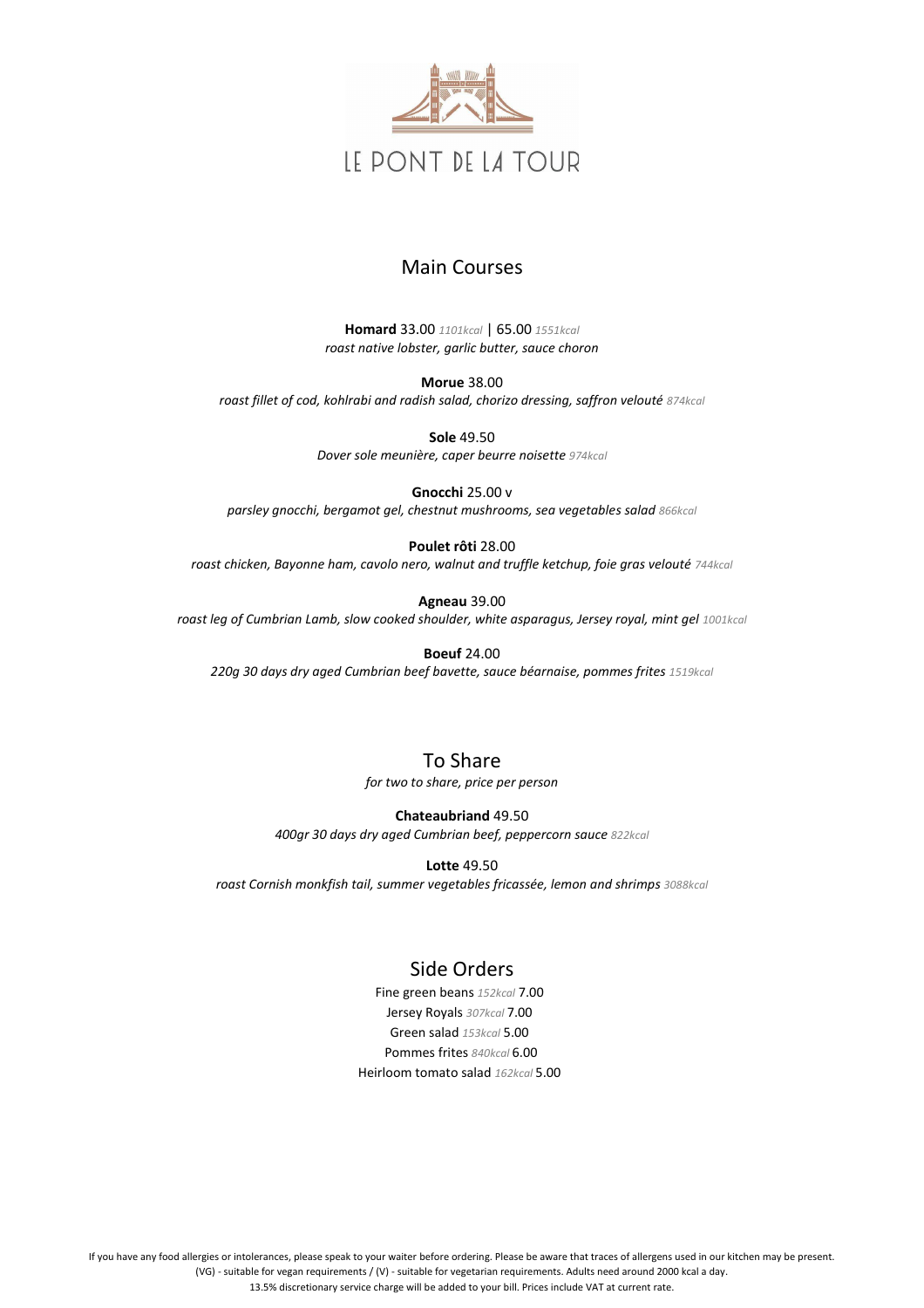LE PONT DE LA TOUR

## Main Courses

**Homard** 33.00 *1101kcal* | 65.00 *1551kcal*
*roast native lobster, garlic butter, sauce choron*

**Morue** 38.00
*roast fillet of cod, kohlrabi and radish salad, chorizo dressing, saffron velouté 874kcal*

**Sole** 49.50
*Dover sole meunière, caper beurre noisette 974kcal*

**Gnocchi** 25.00 v
*parsley gnocchi, bergamot gel, chestnut mushrooms, sea vegetables salad 866kcal*

**Poulet rôti** 28.00
*roast chicken, Bayonne ham, cavolo nero, walnut and truffle ketchup, foie gras velouté 744kcal*

**Agneau** 39.00
*roast leg of Cumbrian Lamb, slow cooked shoulder, white asparagus, Jersey royal, mint gel 1001kcal*

**Boeuf** 24.00
*220g 30 days dry aged Cumbrian beef bavette, sauce béarnaise, pommes frites 1519kcal*

## To Share

*for two to share, price per person*

**Chateaubriand** 49.50
*400gr 30 days dry aged Cumbrian beef, peppercorn sauce 822kcal*

**Lotte** 49.50
*roast Cornish monkfish tail, summer vegetables fricassée, lemon and shrimps 3088kcal*

## Side Orders

Fine green beans *152kcal* 7.00
Jersey Royals *307kcal* 7.00
Green salad *153kcal* 5.00
Pommes frites *840kcal* 6.00
Heirloom tomato salad *162kcal* 5.00

If you have any food allergies or intolerances, please speak to your waiter before ordering. Please be aware that traces of allergens used in our kitchen may be present.
(VG) - suitable for vegan requirements / (V) - suitable for vegetarian requirements. Adults need around 2000 kcal a day.
13.5% discretionary service charge will be added to your bill. Prices include VAT at current rate.